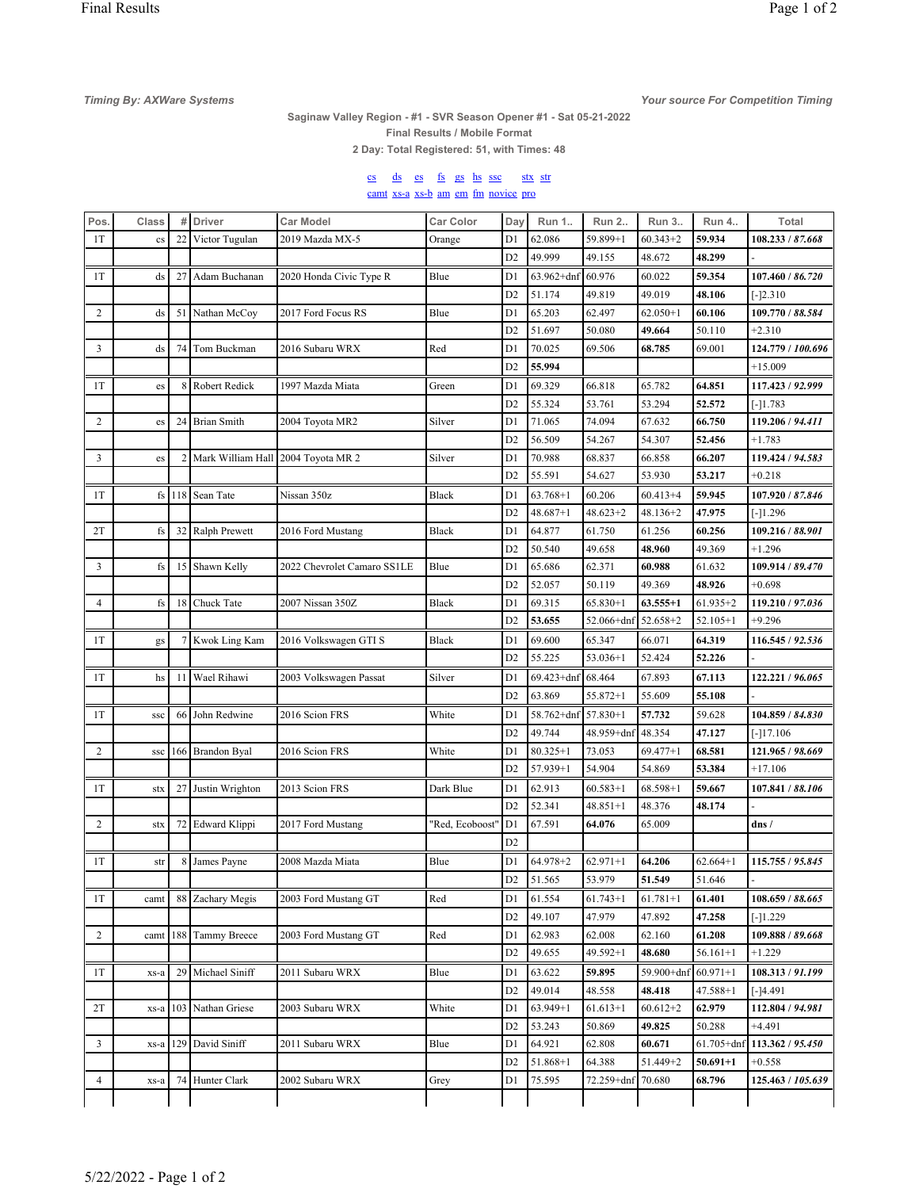*Timing By: AXWare Systems* *Your source For Competition Timing*

**Saginaw Valley Region - #1 - SVR Season Opener #1 - Sat 05-21-2022**

**Final Results / Mobile Format**

**2 Day: Total Registered: 51, with Times: 48**

cs ds es fs gs hs ssc stx str
camt xs-a xs-b am em fm novice pro

| Pos. | Class | # | Driver | Car Model | Car Color | Day | Run 1.. | Run 2.. | Run 3.. | Run 4.. | Total |
|---|---|---|---|---|---|---|---|---|---|---|---|
| 1T | cs | 22 | Victor Tugulan | 2019 Mazda MX-5 | Orange | D1 | 62.086 | 59.899+1 | 60.343+2 | **59.934** | **108.233** / ***87.668*** |
| | | | | | | D2 | 49.999 | 49.155 | 48.672 | **48.299** | - |
| 1T | ds | 27 | Adam Buchanan | 2020 Honda Civic Type R | Blue | D1 | 63.962+dnf | 60.976 | 60.022 | **59.354** | **107.460** / ***86.720*** |
| | | | | | | D2 | 51.174 | 49.819 | 49.019 | **48.106** | [-]2.310 |
| 2 | ds | 51 | Nathan McCoy | 2017 Ford Focus RS | Blue | D1 | 65.203 | 62.497 | 62.050+1 | **60.106** | **109.770** / ***88.584*** |
| | | | | | | D2 | 51.697 | 50.080 | **49.664** | 50.110 | +2.310 |
| 3 | ds | 74 | Tom Buckman | 2016 Subaru WRX | Red | D1 | 70.025 | 69.506 | **68.785** | 69.001 | **124.779** / ***100.696*** |
| | | | | | | D2 | **55.994** | | | | +15.009 |
| 1T | es | 8 | Robert Redick | 1997 Mazda Miata | Green | D1 | 69.329 | 66.818 | 65.782 | **64.851** | **117.423** / ***92.999*** |
| | | | | | | D2 | 55.324 | 53.761 | 53.294 | **52.572** | [-]1.783 |
| 2 | es | 24 | Brian Smith | 2004 Toyota MR2 | Silver | D1 | 71.065 | 74.094 | 67.632 | **66.750** | **119.206** / ***94.411*** |
| | | | | | | D2 | 56.509 | 54.267 | 54.307 | **52.456** | +1.783 |
| 3 | es | 2 | Mark William Hall | 2004 Toyota MR 2 | Silver | D1 | 70.988 | 68.837 | 66.858 | **66.207** | **119.424** / ***94.583*** |
| | | | | | | D2 | 55.591 | 54.627 | 53.930 | **53.217** | +0.218 |
| 1T | fs | 118 | Sean Tate | Nissan 350z | Black | D1 | 63.768+1 | 60.206 | 60.413+4 | **59.945** | **107.920** / ***87.846*** |
| | | | | | | D2 | 48.687+1 | 48.623+2 | 48.136+2 | **47.975** | [-]1.296 |
| 2T | fs | 32 | Ralph Prewett | 2016 Ford Mustang | Black | D1 | 64.877 | 61.750 | 61.256 | **60.256** | **109.216** / ***88.901*** |
| | | | | | | D2 | 50.540 | 49.658 | **48.960** | 49.369 | +1.296 |
| 3 | fs | 15 | Shawn Kelly | 2022 Chevrolet Camaro SS1LE | Blue | D1 | 65.686 | 62.371 | **60.988** | 61.632 | **109.914** / ***89.470*** |
| | | | | | | D2 | 52.057 | 50.119 | 49.369 | **48.926** | +0.698 |
| 4 | fs | 18 | Chuck Tate | 2007 Nissan 350Z | Black | D1 | 69.315 | 65.830+1 | **63.555+1** | 61.935+2 | **119.210** / ***97.036*** |
| | | | | | | D2 | **53.655** | 52.066+dnf | 52.658+2 | 52.105+1 | +9.296 |
| 1T | gs | 7 | Kwok Ling Kam | 2016 Volkswagen GTI S | Black | D1 | 69.600 | 65.347 | 66.071 | **64.319** | **116.545** / ***92.536*** |
| | | | | | | D2 | 55.225 | 53.036+1 | 52.424 | **52.226** | - |
| 1T | hs | 11 | Wael Rihawi | 2003 Volkswagen Passat | Silver | D1 | 69.423+dnf | 68.464 | 67.893 | **67.113** | **122.221** / ***96.065*** |
| | | | | | | D2 | 63.869 | 55.872+1 | 55.609 | **55.108** | - |
| 1T | ssc | 66 | John Redwine | 2016 Scion FRS | White | D1 | 58.762+dnf | 57.830+1 | **57.732** | 59.628 | **104.859** / ***84.830*** |
| | | | | | | D2 | 49.744 | 48.959+dnf | 48.354 | **47.127** | [-]17.106 |
| 2 | ssc | 166 | Brandon Byal | 2016 Scion FRS | White | D1 | 80.325+1 | 73.053 | 69.477+1 | **68.581** | **121.965** / ***98.669*** |
| | | | | | | D2 | 57.939+1 | 54.904 | 54.869 | **53.384** | +17.106 |
| 1T | stx | 27 | Justin Wrighton | 2013 Scion FRS | Dark Blue | D1 | 62.913 | 60.583+1 | 68.598+1 | **59.667** | **107.841** / ***88.106*** |
| | | | | | | D2 | 52.341 | 48.851+1 | 48.376 | **48.174** | - |
| 2 | stx | 72 | Edward Klippi | 2017 Ford Mustang | "Red, Ecoboost" | D1 | 67.591 | **64.076** | 65.009 | | **dns** / |
| | | | | | | D2 | | | | | |
| 1T | str | 8 | James Payne | 2008 Mazda Miata | Blue | D1 | 64.978+2 | 62.971+1 | **64.206** | 62.664+1 | **115.755** / ***95.845*** |
| | | | | | | D2 | 51.565 | 53.979 | **51.549** | 51.646 | - |
| 1T | camt | 88 | Zachary Megis | 2003 Ford Mustang GT | Red | D1 | 61.554 | 61.743+1 | 61.781+1 | **61.401** | **108.659** / ***88.665*** |
| | | | | | | D2 | 49.107 | 47.979 | 47.892 | **47.258** | [-]1.229 |
| 2 | camt | 188 | Tammy Breece | 2003 Ford Mustang GT | Red | D1 | 62.983 | 62.008 | 62.160 | **61.208** | **109.888** / ***89.668*** |
| | | | | | | D2 | 49.655 | 49.592+1 | **48.680** | 56.161+1 | +1.229 |
| 1T | xs-a | 29 | Michael Siniff | 2011 Subaru WRX | Blue | D1 | 63.622 | **59.895** | 59.900+dnf | 60.971+1 | **108.313** / ***91.199*** |
| | | | | | | D2 | 49.014 | 48.558 | **48.418** | 47.588+1 | [-]4.491 |
| 2T | xs-a | 103 | Nathan Griese | 2003 Subaru WRX | White | D1 | 63.949+1 | 61.613+1 | 60.612+2 | **62.979** | **112.804** / ***94.981*** |
| | | | | | | D2 | 53.243 | 50.869 | **49.825** | 50.288 | +4.491 |
| 3 | xs-a | 129 | David Siniff | 2011 Subaru WRX | Blue | D1 | 64.921 | 62.808 | **60.671** | 61.705+dnf | **113.362** / ***95.450*** |
| | | | | | | D2 | 51.868+1 | 64.388 | 51.449+2 | **50.691+1** | +0.558 |
| 4 | xs-a | 74 | Hunter Clark | 2002 Subaru WRX | Grey | D1 | 75.595 | 72.259+dnf | 70.680 | **68.796** | **125.463** / ***105.639*** |
| | | | | | | | | | | | |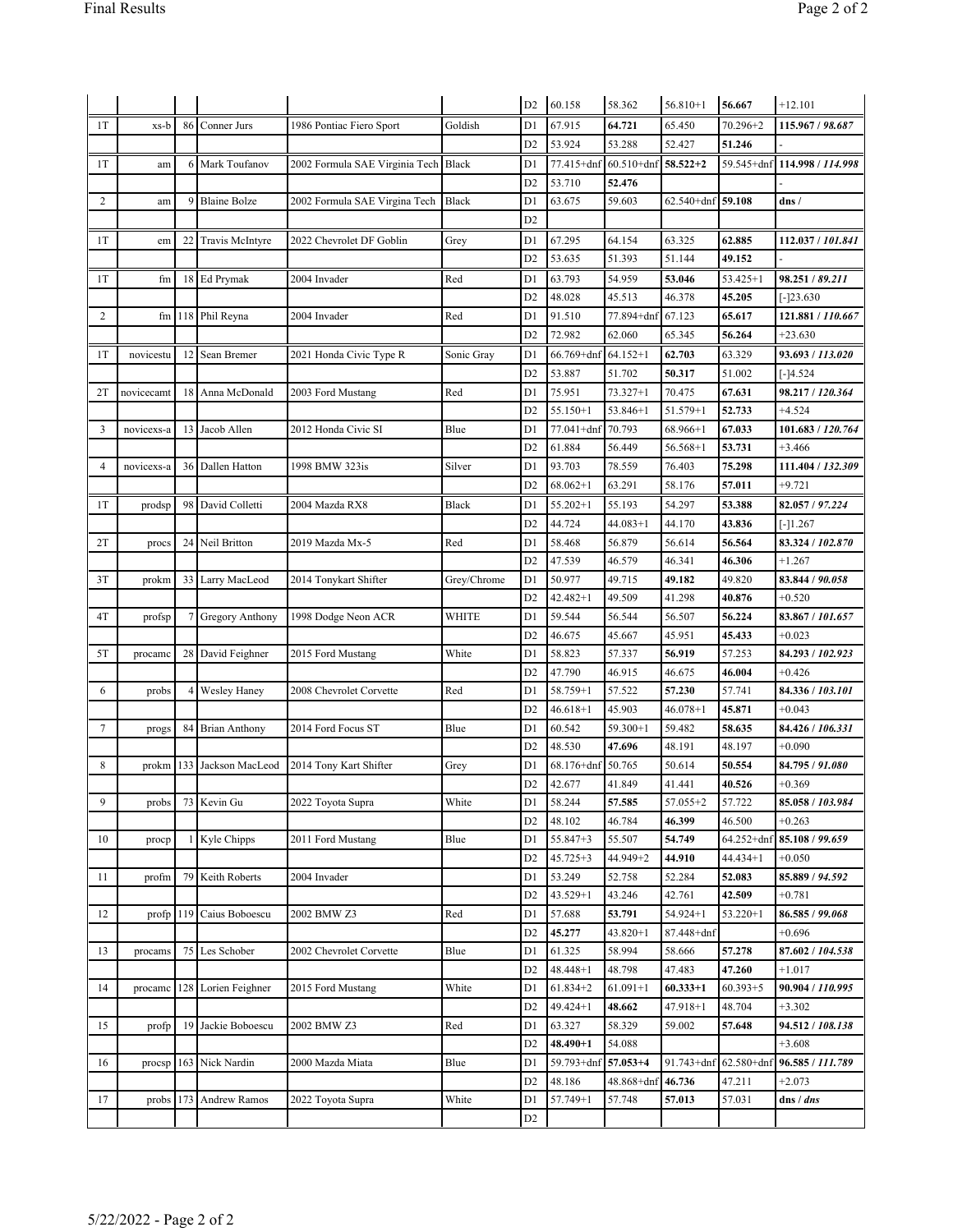| | | | | | | | | | | | |
|---|---|---|---|---|---|---|---|---|---|---|---|
| | | | | | | D2 | 60.158 | 58.362 | 56.810+1 | **56.667** | +12.101 |
| 1T | xs-b | 86 | Conner Jurs | 1986 Pontiac Fiero Sport | Goldish | D1 | 67.915 | **64.721** | 65.450 | 70.296+2 | **115.967** / ***98.687*** |
| | | | | | | D2 | 53.924 | 53.288 | 52.427 | **51.246** | - |
| 1T | am | 6 | Mark Toufanov | 2002 Formula SAE Virginia Tech | Black | D1 | 77.415+dnf | 60.510+dnf | **58.522+2** | 59.545+dnf | **114.998** / ***114.998*** |
| | | | | | | D2 | 53.710 | **52.476** | | | - |
| 2 | am | 9 | Blaine Bolze | 2002 Formula SAE Virgina Tech | Black | D1 | 63.675 | 59.603 | 62.540+dnf | **59.108** | **dns** / |
| | | | | | | D2 | | | | | |
| 1T | em | 22 | Travis McIntyre | 2022 Chevrolet DF Goblin | Grey | D1 | 67.295 | 64.154 | 63.325 | **62.885** | **112.037** / ***101.841*** |
| | | | | | | D2 | 53.635 | 51.393 | 51.144 | **49.152** | - |
| 1T | fm | 18 | Ed Prymak | 2004 Invader | Red | D1 | 63.793 | 54.959 | **53.046** | 53.425+1 | **98.251** / ***89.211*** |
| | | | | | | D2 | 48.028 | 45.513 | 46.378 | **45.205** | [-]23.630 |
| 2 | fm | 118 | Phil Reyna | 2004 Invader | Red | D1 | 91.510 | 77.894+dnf | 67.123 | **65.617** | **121.881** / ***110.667*** |
| | | | | | | D2 | 72.982 | 62.060 | 65.345 | **56.264** | +23.630 |
| 1T | novicestu | 12 | Sean Bremer | 2021 Honda Civic Type R | Sonic Gray | D1 | 66.769+dnf | 64.152+1 | **62.703** | 63.329 | **93.693** / ***113.020*** |
| | | | | | | D2 | 53.887 | 51.702 | **50.317** | 51.002 | [-]4.524 |
| 2T | novicecamt | 18 | Anna McDonald | 2003 Ford Mustang | Red | D1 | 75.951 | 73.327+1 | 70.475 | **67.631** | **98.217** / ***120.364*** |
| | | | | | | D2 | 55.150+1 | 53.846+1 | 51.579+1 | **52.733** | +4.524 |
| 3 | novicexs-a | 13 | Jacob Allen | 2012 Honda Civic SI | Blue | D1 | 77.041+dnf | 70.793 | 68.966+1 | **67.033** | **101.683** / ***120.764*** |
| | | | | | | D2 | 61.884 | 56.449 | 56.568+1 | **53.731** | +3.466 |
| 4 | novicexs-a | 36 | Dallen Hatton | 1998 BMW 323is | Silver | D1 | 93.703 | 78.559 | 76.403 | **75.298** | **111.404** / ***132.309*** |
| | | | | | | D2 | 68.062+1 | 63.291 | 58.176 | **57.011** | +9.721 |
| 1T | prodsp | 98 | David Colletti | 2004 Mazda RX8 | Black | D1 | 55.202+1 | 55.193 | 54.297 | **53.388** | **82.057** / ***97.224*** |
| | | | | | | D2 | 44.724 | 44.083+1 | 44.170 | **43.836** | [-]1.267 |
| 2T | procs | 24 | Neil Britton | 2019 Mazda Mx-5 | Red | D1 | 58.468 | 56.879 | 56.614 | **56.564** | **83.324** / ***102.870*** |
| | | | | | | D2 | 47.539 | 46.579 | 46.341 | **46.306** | +1.267 |
| 3T | prokm | 33 | Larry MacLeod | 2014 Tonykart Shifter | Grey/Chrome | D1 | 50.977 | 49.715 | **49.182** | 49.820 | **83.844** / ***90.058*** |
| | | | | | | D2 | 42.482+1 | 49.509 | 41.298 | **40.876** | +0.520 |
| 4T | profsp | 7 | Gregory Anthony | 1998 Dodge Neon ACR | WHITE | D1 | 59.544 | 56.544 | 56.507 | **56.224** | **83.867** / ***101.657*** |
| | | | | | | D2 | 46.675 | 45.667 | 45.951 | **45.433** | +0.023 |
| 5T | procamc | 28 | David Feighner | 2015 Ford Mustang | White | D1 | 58.823 | 57.337 | **56.919** | 57.253 | **84.293** / ***102.923*** |
| | | | | | | D2 | 47.790 | 46.915 | 46.675 | **46.004** | +0.426 |
| 6 | probs | 4 | Wesley Haney | 2008 Chevrolet Corvette | Red | D1 | 58.759+1 | 57.522 | **57.230** | 57.741 | **84.336** / ***103.101*** |
| | | | | | | D2 | 46.618+1 | 45.903 | 46.078+1 | **45.871** | +0.043 |
| 7 | progs | 84 | Brian Anthony | 2014 Ford Focus ST | Blue | D1 | 60.542 | 59.300+1 | 59.482 | **58.635** | **84.426** / ***106.331*** |
| | | | | | | D2 | 48.530 | **47.696** | 48.191 | 48.197 | +0.090 |
| 8 | prokm | 133 | Jackson MacLeod | 2014 Tony Kart Shifter | Grey | D1 | 68.176+dnf | 50.765 | 50.614 | **50.554** | **84.795** / ***91.080*** |
| | | | | | | D2 | 42.677 | 41.849 | 41.441 | **40.526** | +0.369 |
| 9 | probs | 73 | Kevin Gu | 2022 Toyota Supra | White | D1 | 58.244 | **57.585** | 57.055+2 | 57.722 | **85.058** / ***103.984*** |
| | | | | | | D2 | 48.102 | 46.784 | **46.399** | 46.500 | +0.263 |
| 10 | procp | 1 | Kyle Chipps | 2011 Ford Mustang | Blue | D1 | 55.847+3 | 55.507 | **54.749** | 64.252+dnf | **85.108** / ***99.659*** |
| | | | | | | D2 | 45.725+3 | 44.949+2 | **44.910** | 44.434+1 | +0.050 |
| 11 | profm | 79 | Keith Roberts | 2004 Invader | | D1 | 53.249 | 52.758 | 52.284 | **52.083** | **85.889** / ***94.592*** |
| | | | | | | D2 | 43.529+1 | 43.246 | 42.761 | **42.509** | +0.781 |
| 12 | profp | 119 | Caius Boboescu | 2002 BMW Z3 | Red | D1 | 57.688 | **53.791** | 54.924+1 | 53.220+1 | **86.585** / ***99.068*** |
| | | | | | | D2 | **45.277** | 43.820+1 | 87.448+dnf | | +0.696 |
| 13 | procams | 75 | Les Schober | 2002 Chevrolet Corvette | Blue | D1 | 61.325 | 58.994 | 58.666 | **57.278** | **87.602** / ***104.538*** |
| | | | | | | D2 | 48.448+1 | 48.798 | 47.483 | **47.260** | +1.017 |
| 14 | procamc | 128 | Lorien Feighner | 2015 Ford Mustang | White | D1 | 61.834+2 | 61.091+1 | **60.333+1** | 60.393+5 | **90.904** / ***110.995*** |
| | | | | | | D2 | 49.424+1 | **48.662** | 47.918+1 | 48.704 | +3.302 |
| 15 | profp | 19 | Jackie Boboescu | 2002 BMW Z3 | Red | D1 | 63.327 | 58.329 | 59.002 | **57.648** | **94.512** / ***108.138*** |
| | | | | | | D2 | **48.490+1** | 54.088 | | | +3.608 |
| 16 | procsp | 163 | Nick Nardin | 2000 Mazda Miata | Blue | D1 | 59.793+dnf | **57.053+4** | 91.743+dnf | 62.580+dnf | **96.585** / ***111.789*** |
| | | | | | | D2 | 48.186 | 48.868+dnf | **46.736** | 47.211 | +2.073 |
| 17 | probs | 173 | Andrew Ramos | 2022 Toyota Supra | White | D1 | 57.749+1 | 57.748 | **57.013** | 57.031 | **dns** / ***dns*** |
| | | | | | | D2 | | | | | |